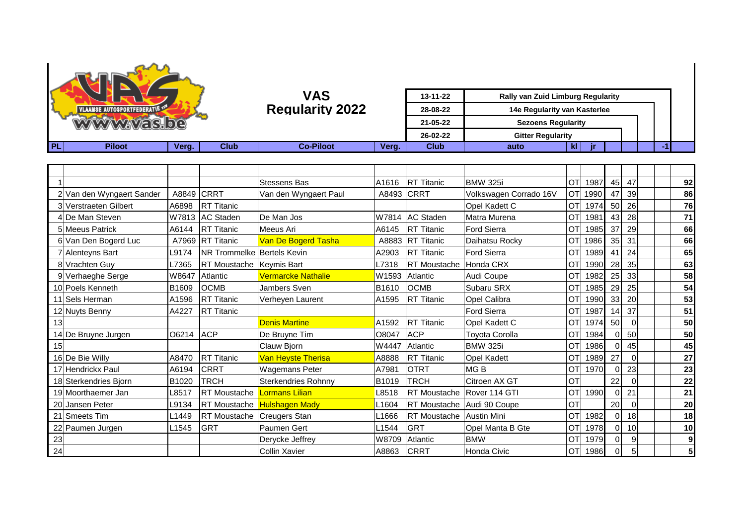# VAS Regularity 2022

VLAAMSE AUTOSPORTFEDERATIE vzw
www.vas.be

| | |
|---|---|
| 13-11-22 | Rally van Zuid Limburg Regularity |
| 28-08-22 | 14e Regularity van Kasterlee |
| 21-05-22 | Sezoens Regularity |
| 26-02-22 | Gitter Regularity |

| PL | Piloot | Verg. | Club | Co-Piloot | Verg. | Club | auto | kl | jr | | | | -1 |
|---|---|---|---|---|---|---|---|---|---|---|---|---|---|
| 1 | | | | Stessens Bas | A1616 | RT Titanic | BMW 325i | OT | 1987 | 45 | 47 | | 92 |
| 2 | Van den Wyngaert Sander | A8849 | CRRT | Van den Wyngaert Paul | A8493 | CRRT | Volkswagen Corrado 16V | OT | 1990 | 47 | 39 | | 86 |
| 3 | Verstraeten Gilbert | A6898 | RT Titanic | | | | Opel Kadett C | OT | 1974 | 50 | 26 | | 76 |
| 4 | De Man Steven | W7813 | AC Staden | De Man Jos | W7814 | AC Staden | Matra Murena | OT | 1981 | 43 | 28 | | 71 |
| 5 | Meeus Patrick | A6144 | RT Titanic | Meeus Ari | A6145 | RT Titanic | Ford Sierra | OT | 1985 | 37 | 29 | | 66 |
| 6 | Van Den Bogerd Luc | A7969 | RT Titanic | Van De Bogerd Tasha | A8883 | RT Titanic | Daihatsu Rocky | OT | 1986 | 35 | 31 | | 66 |
| 7 | Alenteyns Bart | L9174 | NR Trommelke | Bertels Kevin | A2903 | RT Titanic | Ford Sierra | OT | 1989 | 41 | 24 | | 65 |
| 8 | Vrachten Guy | L7365 | RT Moustache | Keymis Bart | L7318 | RT Moustache | Honda CRX | OT | 1990 | 28 | 35 | | 63 |
| 9 | Verhaeghe Serge | W8647 | Atlantic | Vermarcke Nathalie | W1593 | Atlantic | Audi Coupe | OT | 1982 | 25 | 33 | | 58 |
| 10 | Poels Kenneth | B1609 | OCMB | Jambers Sven | B1610 | OCMB | Subaru SRX | OT | 1985 | 29 | 25 | | 54 |
| 11 | Sels Herman | A1596 | RT Titanic | Verheyen Laurent | A1595 | RT Titanic | Opel Calibra | OT | 1990 | 33 | 20 | | 53 |
| 12 | Nuyts Benny | A4227 | RT Titanic | | | | Ford Sierra | OT | 1987 | 14 | 37 | | 51 |
| 13 | | | | Denis Martine | A1592 | RT Titanic | Opel Kadett C | OT | 1974 | 50 | 0 | | 50 |
| 14 | De Bruyne Jurgen | O6214 | ACP | De Bruyne Tim | O8047 | ACP | Toyota Corolla | OT | 1984 | 0 | 50 | | 50 |
| 15 | | | | Clauw Bjorn | W4447 | Atlantic | BMW 325i | OT | 1986 | 0 | 45 | | 45 |
| 16 | De Bie Willy | A8470 | RT Titanic | Van Heyste Therisa | A8888 | RT Titanic | Opel Kadett | OT | 1989 | 27 | 0 | | 27 |
| 17 | Hendrickx Paul | A6194 | CRRT | Wagemans Peter | A7981 | OTRT | MG B | OT | 1970 | 0 | 23 | | 23 |
| 18 | Sterkendries Bjorn | B1020 | TRCH | Sterkendries Rohnny | B1019 | TRCH | Citroen AX GT | OT | | 22 | 0 | | 22 |
| 19 | Moorthaemer Jan | L8517 | RT Moustache | Lormans Lilian | L8518 | RT Moustache | Rover 114 GTI | OT | 1990 | 0 | 21 | | 21 |
| 20 | Jansen Peter | L9134 | RT Moustache | Hulshagen Mady | L1604 | RT Moustache | Audi 90 Coupe | OT | | 20 | 0 | | 20 |
| 21 | Smeets Tim | L1449 | RT Moustache | Creugers Stan | L1666 | RT Moustache | Austin Mini | OT | 1982 | 0 | 18 | | 18 |
| 22 | Paumen Jurgen | L1545 | GRT | Paumen Gert | L1544 | GRT | Opel Manta B Gte | OT | 1978 | 0 | 10 | | 10 |
| 23 | | | | Derycke Jeffrey | W8709 | Atlantic | BMW | OT | 1979 | 0 | 9 | | 9 |
| 24 | | | | Collin Xavier | A8863 | CRRT | Honda Civic | OT | 1986 | 0 | 5 | | 5 |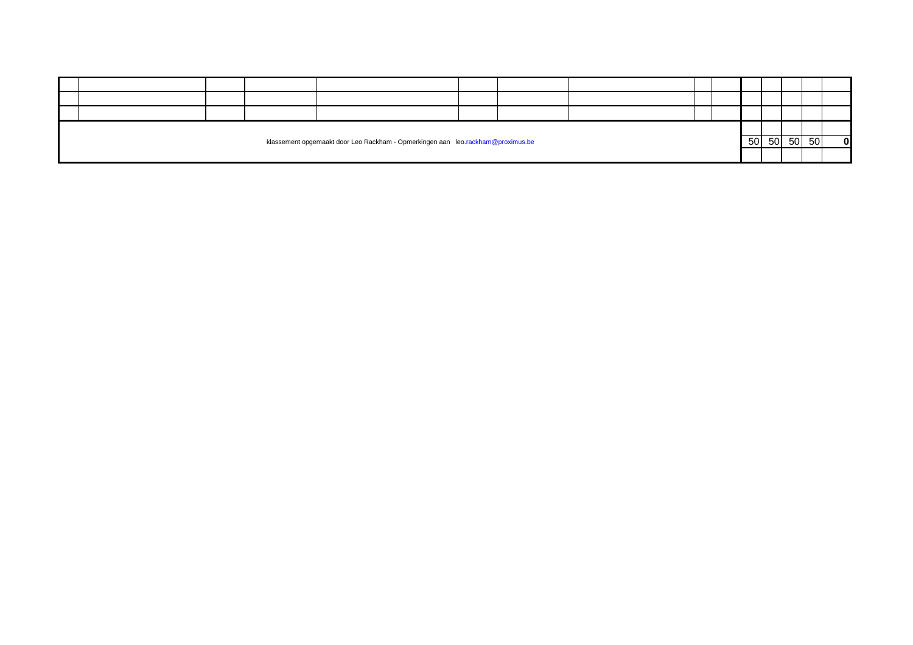| | | | | | | | | | | | | | | |
|---|---|---|---|---|---|---|---|---|---|---|---|---|---|---|
| | | | | | | | | | | | | | | |
| | | | | | | | | | | | | | | |
| | | | | | | | | | | | | | | |
| klassement opgemaakt door Leo Rackham - Opmerkingen aan leo.rackham@proximus.be | | | | | | | | | | 50 | 50 | 50 | 50 | **0** |